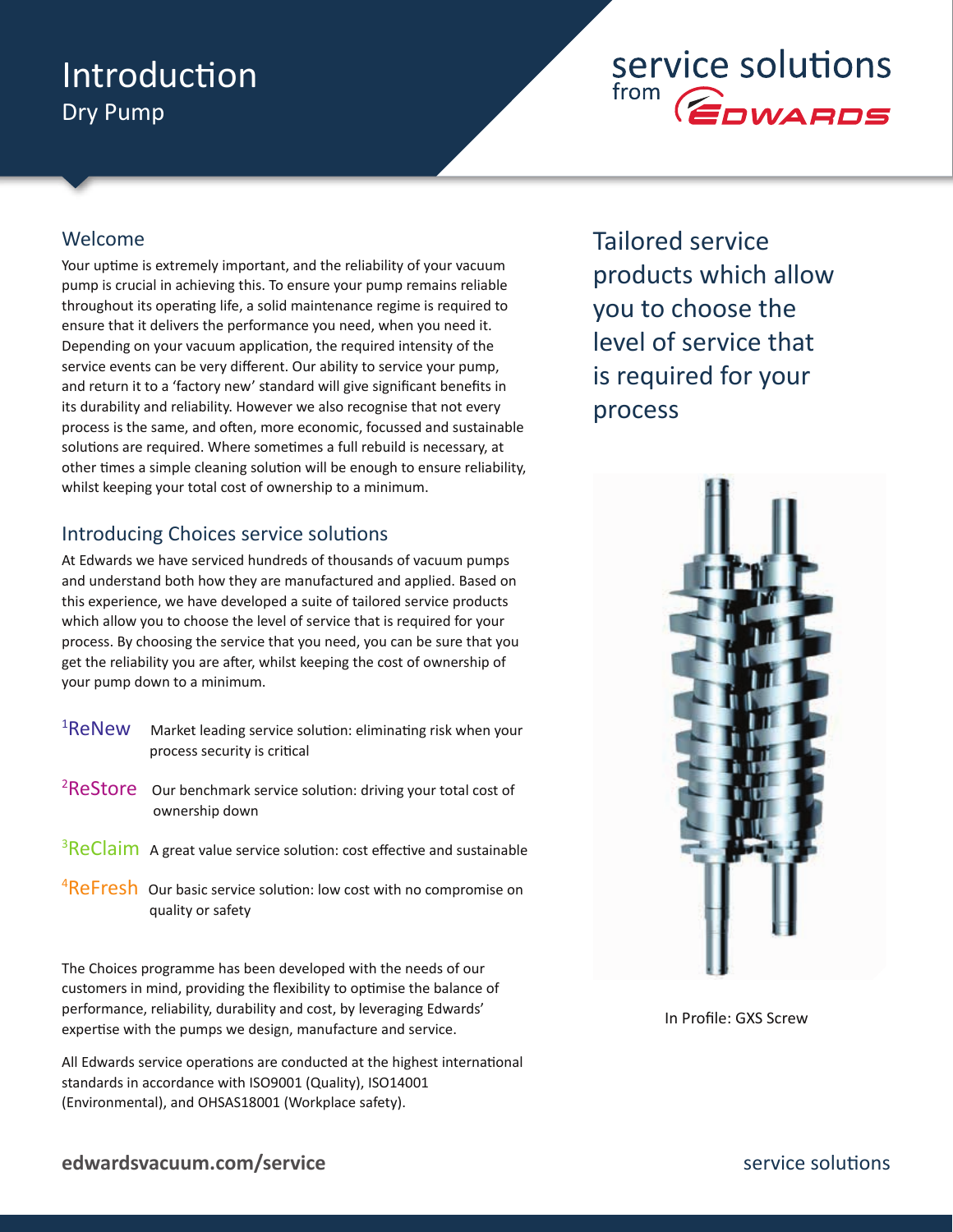# Introduction
## Dry Pump

service solutions from EDWARDS

### Welcome

Your uptime is extremely important, and the reliability of your vacuum pump is crucial in achieving this. To ensure your pump remains reliable throughout its operating life, a solid maintenance regime is required to ensure that it delivers the performance you need, when you need it. Depending on your vacuum application, the required intensity of the service events can be very different. Our ability to service your pump, and return it to a 'factory new' standard will give significant benefits in its durability and reliability. However we also recognise that not every process is the same, and often, more economic, focussed and sustainable solutions are required. Where sometimes a full rebuild is necessary, at other times a simple cleaning solution will be enough to ensure reliability, whilst keeping your total cost of ownership to a minimum.

### Introducing Choices service solutions

At Edwards we have serviced hundreds of thousands of vacuum pumps and understand both how they are manufactured and applied. Based on this experience, we have developed a suite of tailored service products which allow you to choose the level of service that is required for your process. By choosing the service that you need, you can be sure that you get the reliability you are after, whilst keeping the cost of ownership of your pump down to a minimum.

- [1]ReNew — Market leading service solution: eliminating risk when your process security is critical
- [2]ReStore — Our benchmark service solution: driving your total cost of ownership down
- [3]ReClaim — A great value service solution: cost effective and sustainable
- [4]ReFresh — Our basic service solution: low cost with no compromise on quality or safety

The Choices programme has been developed with the needs of our customers in mind, providing the flexibility to optimise the balance of performance, reliability, durability and cost, by leveraging Edwards' expertise with the pumps we design, manufacture and service.

All Edwards service operations are conducted at the highest international standards in accordance with ISO9001 (Quality), ISO14001 (Environmental), and OHSAS18001 (Workplace safety).

Tailored service products which allow you to choose the level of service that is required for your process

In Profile: GXS Screw

edwardsvacuum.com/service

service solutions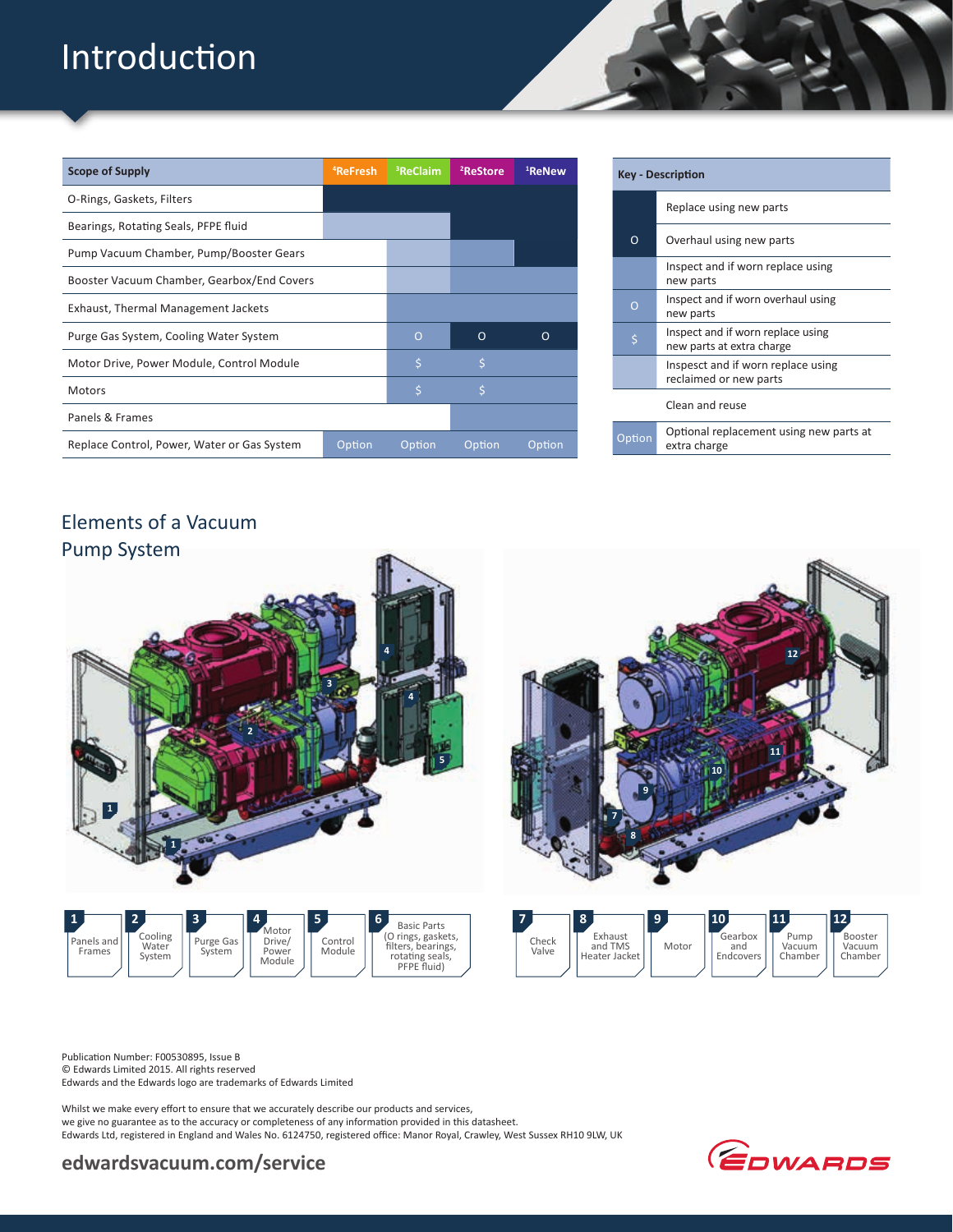# Introduction

| Scope of Supply | [4]ReFresh | [3]ReClaim | [2]ReStore | [1]ReNew |
|---|---|---|---|---|
| O-Rings, Gaskets, Filters | | | | |
| Bearings, Rotating Seals, PFPE fluid | | | | |
| Pump Vacuum Chamber, Pump/Booster Gears | | | | |
| Booster Vacuum Chamber, Gearbox/End Covers | | | | |
| Exhaust, Thermal Management Jackets | | | | |
| Purge Gas System, Cooling Water System | | O | O | O |
| Motor Drive, Power Module, Control Module | | $ | $ | |
| Motors | | $ | $ | |
| Panels & Frames | | | | |
| Replace Control, Power, Water or Gas System | Option | Option | Option | Option |

| Key | Description |
|---|---|
| | Replace using new parts |
| O | Overhaul using new parts |
| | Inspect and if worn replace using new parts |
| O | Inspect and if worn overhaul using new parts |
| $ | Inspect and if worn replace using new parts at extra charge |
| | Inspesct and if worn replace using reclaimed or new parts |
| | Clean and reuse |
| Option | Optional replacement using new parts at extra charge |

## Elements of a Vacuum Pump System

1 Panels and Frames
2 Cooling Water System
3 Purge Gas System
4 Motor Drive/ Power Module
5 Control Module
6 Basic Parts (O rings, gaskets, filters, bearings, rotating seals, PFPE fluid)
7 Check Valve
8 Exhaust and TMS Heater Jacket
9 Motor
10 Gearbox and Endcovers
11 Pump Vacuum Chamber
12 Booster Vacuum Chamber

Publication Number: F00530895, Issue B
© Edwards Limited 2015. All rights reserved
Edwards and the Edwards logo are trademarks of Edwards Limited

Whilst we make every effort to ensure that we accurately describe our products and services, we give no guarantee as to the accuracy or completeness of any information provided in this datasheet.
Edwards Ltd, registered in England and Wales No. 6124750, registered office: Manor Royal, Crawley, West Sussex RH10 9LW, UK

**edwardsvacuum.com/service**

EDWARDS